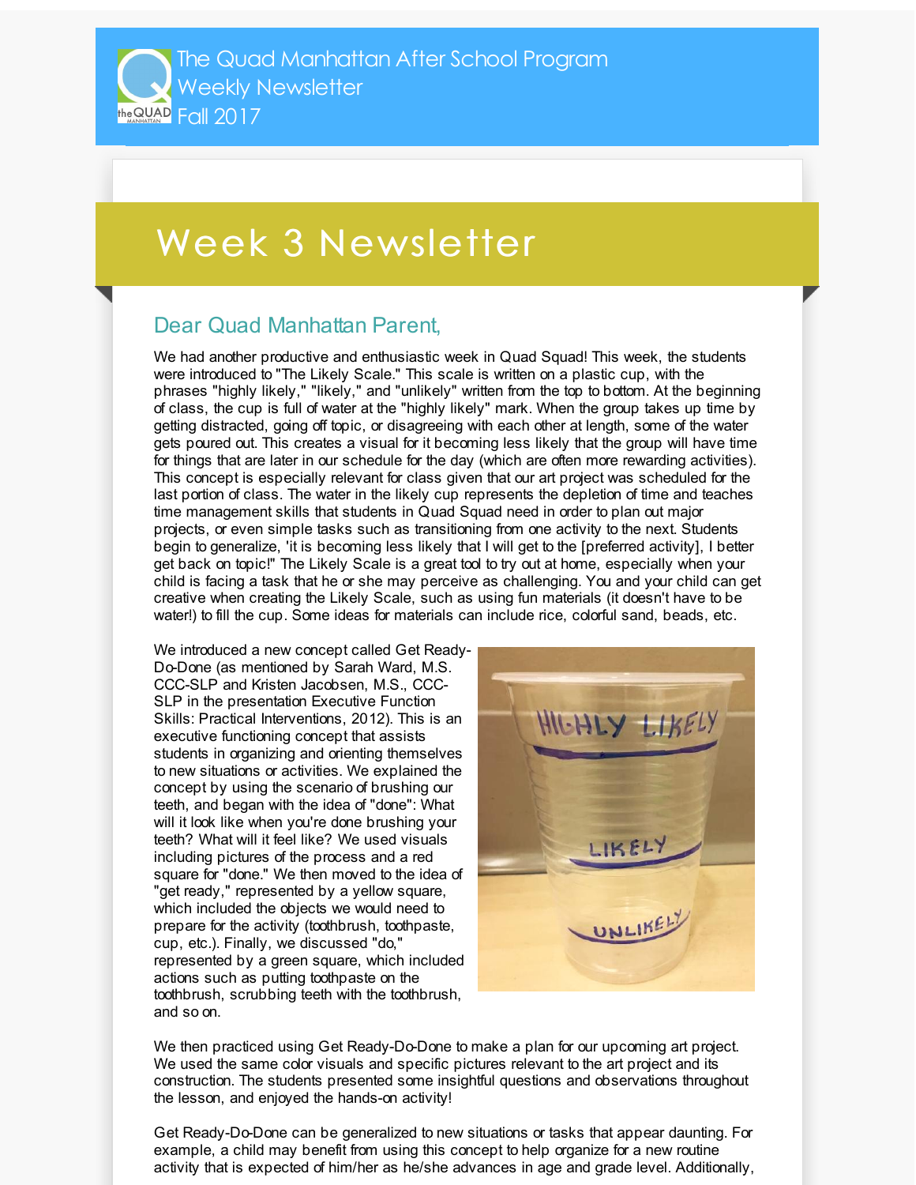# The Quad Manhattan After School Program Weekly Newsletter Fall 2017

## Week 3 Newsletter

### Dear Quad Manhattan Parent,

We had another productive and enthusiastic week in Quad Squad! This week, the students were introduced to "The Likely Scale." This scale is written on a plastic cup, with the phrases "highly likely," "likely," and "unlikely" written from the top to bottom. At the beginning of class, the cup is full of water at the "highly likely" mark. When the group takes up time by getting distracted, going off topic, or disagreeing with each other at length, some of the water gets poured out. This creates a visual for it becoming less likely that the group will have time for things that are later in our schedule for the day (which are often more rewarding activities). This concept is especially relevant for class given that our art project was scheduled for the last portion of class. The water in the likely cup represents the depletion of time and teaches time management skills that students in Quad Squad need in order to plan out major projects, or even simple tasks such as transitioning from one activity to the next. Students begin to generalize, 'it is becoming less likely that I will get to the [preferred activity], I better get back on topic!" The Likely Scale is a great tool to try out at home, especially when your child is facing a task that he or she may perceive as challenging. You and your child can get creative when creating the Likely Scale, such as using fun materials (it doesn't have to be water!) to fill the cup. Some ideas for materials can include rice, colorful sand, beads, etc.

We introduced a new concept called Get Ready-Do-Done (as mentioned by Sarah Ward, M.S. CCC-SLP and Kristen Jacobsen, M.S., CCC-SLP in the presentation Executive Function Skills: Practical Interventions, 2012). This is an executive functioning concept that assists students in organizing and orienting themselves to new situations or activities. We explained the concept by using the scenario of brushing our teeth, and began with the idea of "done": What will it look like when you're done brushing your teeth? What will it feel like? We used visuals including pictures of the process and a red square for "done." We then moved to the idea of "get ready," represented by a yellow square, which included the objects we would need to prepare for the activity (toothbrush, toothpaste, cup, etc.). Finally, we discussed "do," represented by a green square, which included actions such as putting toothpaste on the toothbrush, scrubbing teeth with the toothbrush, and so on.

We then practiced using Get Ready-Do-Done to make a plan for our upcoming art project. We used the same color visuals and specific pictures relevant to the art project and its construction. The students presented some insightful questions and observations throughout the lesson, and enjoyed the hands-on activity!

Get Ready-Do-Done can be generalized to new situations or tasks that appear daunting. For example, a child may benefit from using this concept to help organize for a new routine activity that is expected of him/her as he/she advances in age and grade level. Additionally,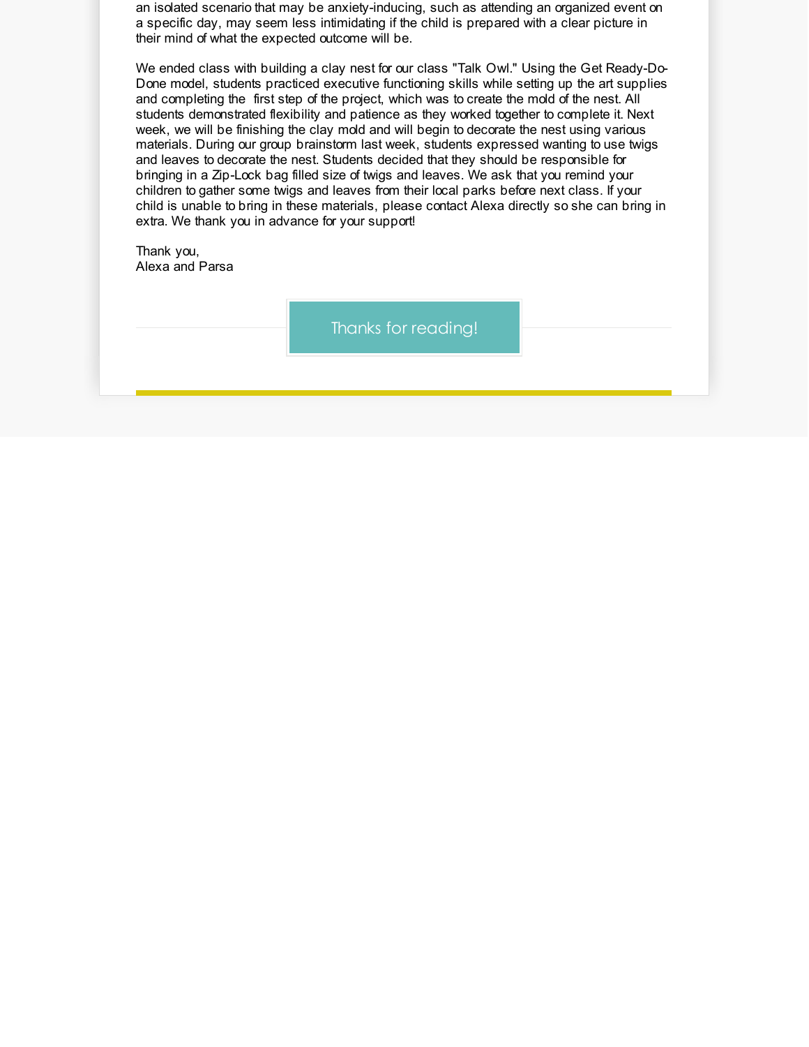an isolated scenario that may be anxiety-inducing, such as attending an organized event on a specific day, may seem less intimidating if the child is prepared with a clear picture in their mind of what the expected outcome will be.

We ended class with building a clay nest for our class "Talk Owl." Using the Get Ready-Do-Done model, students practiced executive functioning skills while setting up the art supplies and completing the first step of the project, which was to create the mold of the nest. All students demonstrated flexibility and patience as they worked together to complete it. Next week, we will be finishing the clay mold and will begin to decorate the nest using various materials. During our group brainstorm last week, students expressed wanting to use twigs and leaves to decorate the nest. Students decided that they should be responsible for bringing in a Zip-Lock bag filled size of twigs and leaves. We ask that you remind your children to gather some twigs and leaves from their local parks before next class. If your child is unable to bring in these materials, please contact Alexa directly so she can bring in extra. We thank you in advance for your support!

Thank you,
Alexa and Parsa

Thanks for reading!